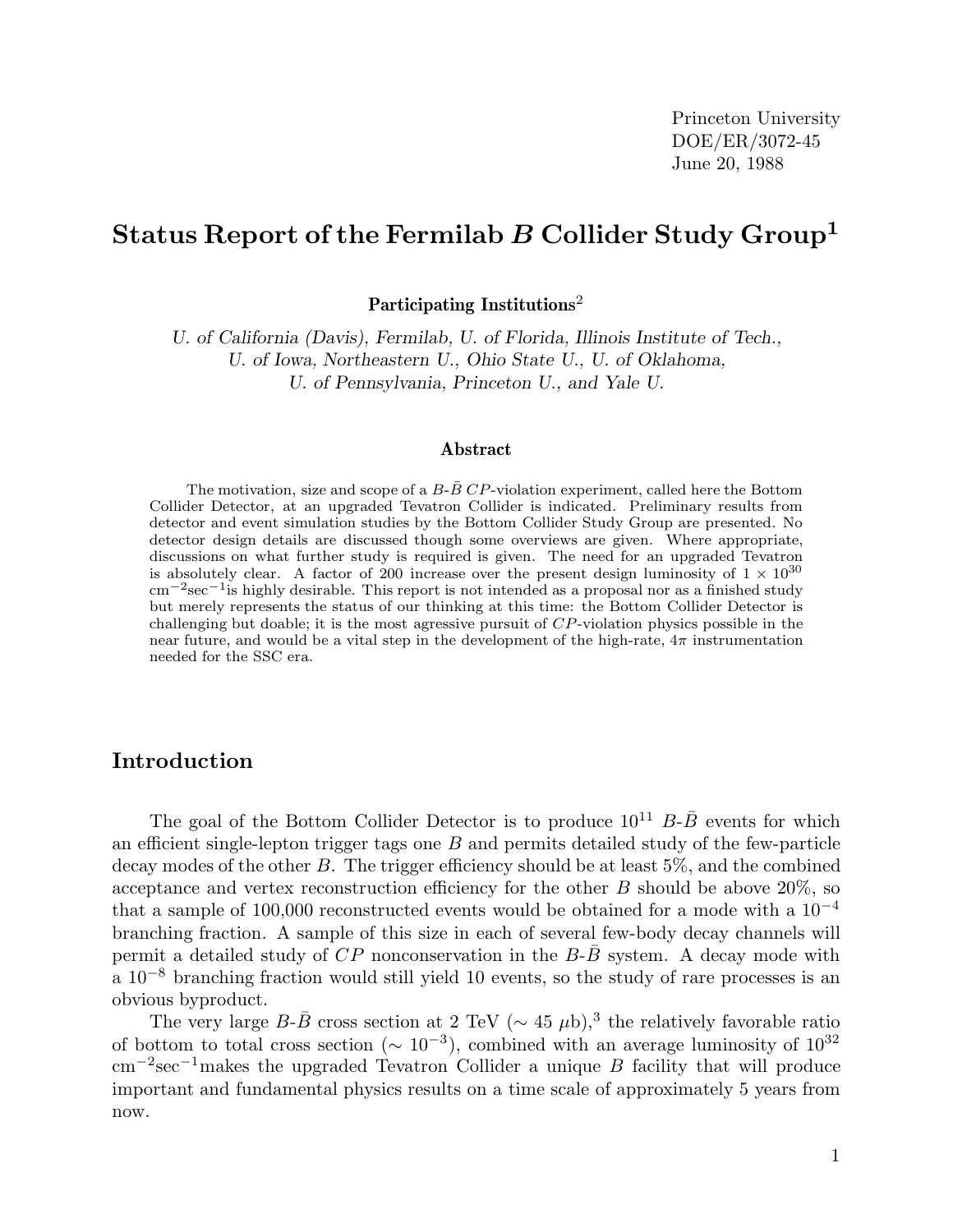Princeton University
DOE/ER/3072-45
June 20, 1988

# Status Report of the Fermilab $B$ Collider Study Group[1]

**Participating Institutions**[2]

*U. of California (Davis), Fermilab, U. of Florida, Illinois Institute of Tech., U. of Iowa, Northeastern U., Ohio State U., U. of Oklahoma, U. of Pennsylvania, Princeton U., and Yale U.*

### Abstract

The motivation, size and scope of a $B$-$\bar{B}$ $CP$-violation experiment, called here the Bottom Collider Detector, at an upgraded Tevatron Collider is indicated. Preliminary results from detector and event simulation studies by the Bottom Collider Study Group are presented. No detector design details are discussed though some overviews are given. Where appropriate, discussions on what further study is required is given. The need for an upgraded Tevatron is absolutely clear. A factor of 200 increase over the present design luminosity of $1 \times 10^{30}$ cm$^{-2}$sec$^{-1}$is highly desirable. This report is not intended as a proposal nor as a finished study but merely represents the status of our thinking at this time: the Bottom Collider Detector is challenging but doable; it is the most agressive pursuit of $CP$-violation physics possible in the near future, and would be a vital step in the development of the high-rate, $4\pi$ instrumentation needed for the SSC era.

## Introduction

The goal of the Bottom Collider Detector is to produce $10^{11}$ $B$-$\bar{B}$ events for which an efficient single-lepton trigger tags one $B$ and permits detailed study of the few-particle decay modes of the other $B$. The trigger efficiency should be at least 5%, and the combined acceptance and vertex reconstruction efficiency for the other $B$ should be above 20%, so that a sample of 100,000 reconstructed events would be obtained for a mode with a $10^{-4}$ branching fraction. A sample of this size in each of several few-body decay channels will permit a detailed study of $CP$ nonconservation in the $B$-$\bar{B}$ system. A decay mode with a $10^{-8}$ branching fraction would still yield 10 events, so the study of rare processes is an obvious byproduct.

The very large $B$-$\bar{B}$ cross section at 2 TeV ($\sim 45$ $\mu$b),[3] the relatively favorable ratio of bottom to total cross section ($\sim 10^{-3}$), combined with an average luminosity of $10^{32}$ cm$^{-2}$sec$^{-1}$makes the upgraded Tevatron Collider a unique $B$ facility that will produce important and fundamental physics results on a time scale of approximately 5 years from now.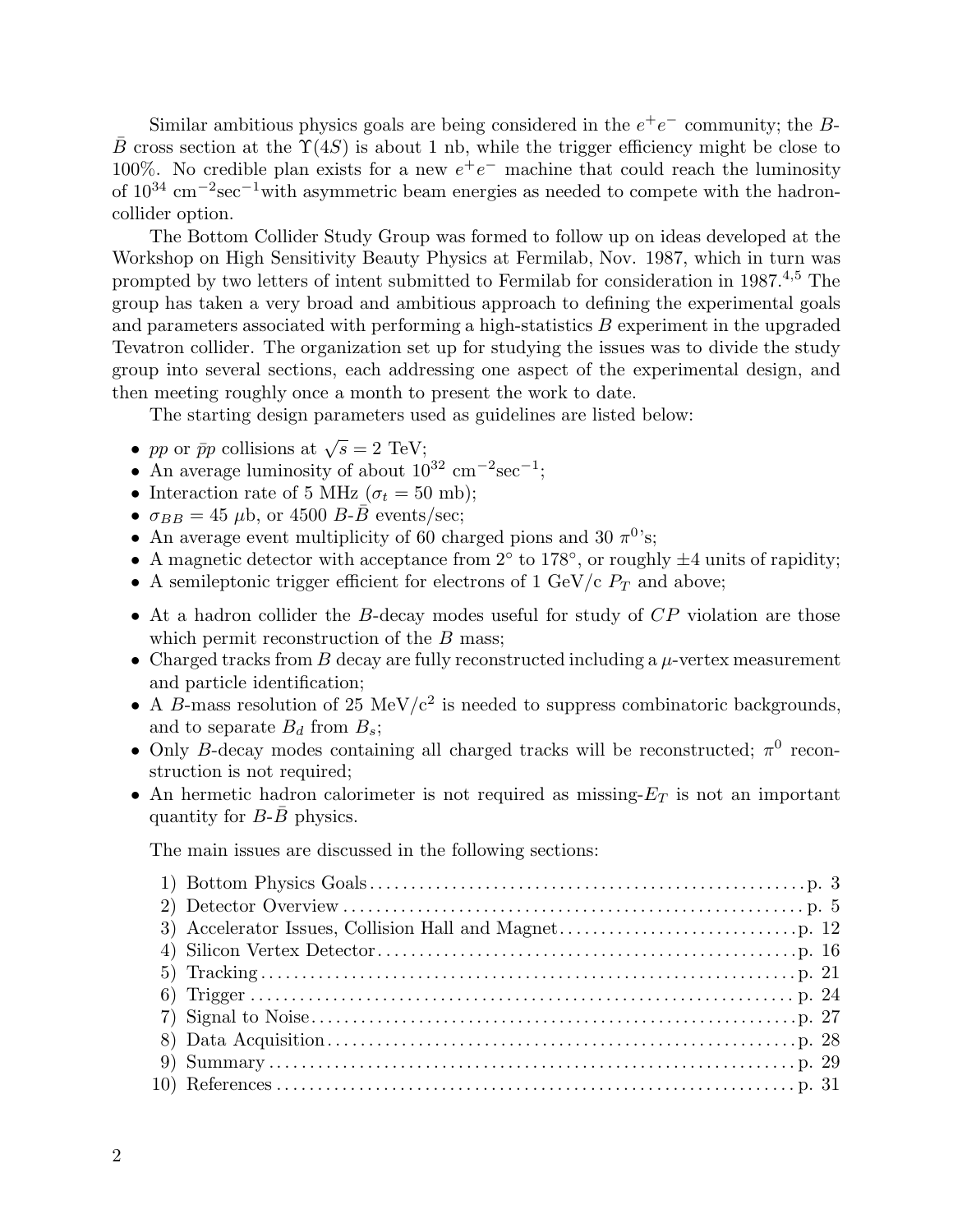Similar ambitious physics goals are being considered in the $e^+e^-$ community; the $B$-$\bar{B}$ cross section at the $\Upsilon(4S)$ is about 1 nb, while the trigger efficiency might be close to 100%. No credible plan exists for a new $e^+e^-$ machine that could reach the luminosity of $10^{34}$ cm$^{-2}$sec$^{-1}$with asymmetric beam energies as needed to compete with the hadron-collider option.

The Bottom Collider Study Group was formed to follow up on ideas developed at the Workshop on High Sensitivity Beauty Physics at Fermilab, Nov. 1987, which in turn was prompted by two letters of intent submitted to Fermilab for consideration in 1987.[4,5] The group has taken a very broad and ambitious approach to defining the experimental goals and parameters associated with performing a high-statistics $B$ experiment in the upgraded Tevatron collider. The organization set up for studying the issues was to divide the study group into several sections, each addressing one aspect of the experimental design, and then meeting roughly once a month to present the work to date.

The starting design parameters used as guidelines are listed below:

- $pp$ or $\bar{p}p$ collisions at $\sqrt{s} = 2$ TeV;
- An average luminosity of about $10^{32}$ cm$^{-2}$sec$^{-1}$;
- Interaction rate of 5 MHz ($\sigma_t = 50$ mb);
- $\sigma_{BB} = 45$ $\mu$b, or 4500 $B$-$\bar{B}$ events/sec;
- An average event multiplicity of 60 charged pions and 30 $\pi^0$'s;
- A magnetic detector with acceptance from 2° to 178°, or roughly ±4 units of rapidity;
- A semileptonic trigger efficient for electrons of 1 GeV/c $P_T$ and above;

- At a hadron collider the $B$-decay modes useful for study of $CP$ violation are those which permit reconstruction of the $B$ mass;
- Charged tracks from $B$ decay are fully reconstructed including a $\mu$-vertex measurement and particle identification;
- A $B$-mass resolution of 25 MeV/c$^2$ is needed to suppress combinatoric backgrounds, and to separate $B_d$ from $B_s$;
- Only $B$-decay modes containing all charged tracks will be reconstructed; $\pi^0$ reconstruction is not required;
- An hermetic hadron calorimeter is not required as missing-$E_T$ is not an important quantity for $B$-$\bar{B}$ physics.

The main issues are discussed in the following sections:

1) Bottom Physics Goals .......... p. 3
2) Detector Overview .......... p. 5
3) Accelerator Issues, Collision Hall and Magnet .......... p. 12
4) Silicon Vertex Detector .......... p. 16
5) Tracking .......... p. 21
6) Trigger .......... p. 24
7) Signal to Noise .......... p. 27
8) Data Acquisition .......... p. 28
9) Summary .......... p. 29
10) References .......... p. 31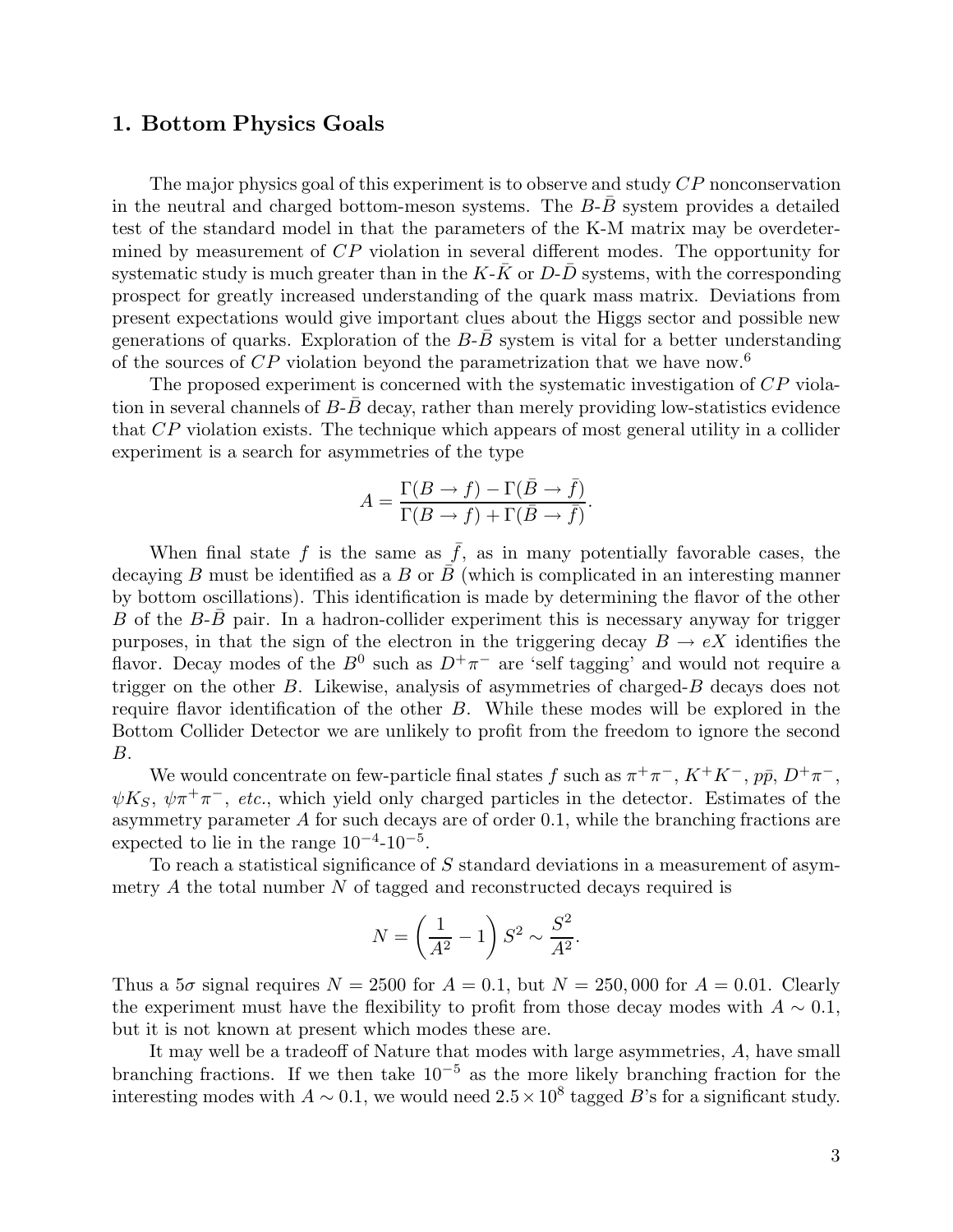## 1. Bottom Physics Goals

The major physics goal of this experiment is to observe and study $CP$ nonconservation in the neutral and charged bottom-meson systems. The $B$-$\bar{B}$ system provides a detailed test of the standard model in that the parameters of the K-M matrix may be overdetermined by measurement of $CP$ violation in several different modes. The opportunity for systematic study is much greater than in the $K$-$\bar{K}$ or $D$-$\bar{D}$ systems, with the corresponding prospect for greatly increased understanding of the quark mass matrix. Deviations from present expectations would give important clues about the Higgs sector and possible new generations of quarks. Exploration of the $B$-$\bar{B}$ system is vital for a better understanding of the sources of $CP$ violation beyond the parametrization that we have now.[6]

The proposed experiment is concerned with the systematic investigation of $CP$ violation in several channels of $B$-$\bar{B}$ decay, rather than merely providing low-statistics evidence that $CP$ violation exists. The technique which appears of most general utility in a collider experiment is a search for asymmetries of the type

$$A = \frac{\Gamma(B \to f) - \Gamma(\bar{B} \to \bar{f})}{\Gamma(B \to f) + \Gamma(\bar{B} \to \bar{f})}.$$

When final state $f$ is the same as $\bar{f}$, as in many potentially favorable cases, the decaying $B$ must be identified as a $B$ or $\bar{B}$ (which is complicated in an interesting manner by bottom oscillations). This identification is made by determining the flavor of the other $B$ of the $B$-$\bar{B}$ pair. In a hadron-collider experiment this is necessary anyway for trigger purposes, in that the sign of the electron in the triggering decay $B \to eX$ identifies the flavor. Decay modes of the $B^0$ such as $D^+\pi^-$ are 'self tagging' and would not require a trigger on the other $B$. Likewise, analysis of asymmetries of charged-$B$ decays does not require flavor identification of the other $B$. While these modes will be explored in the Bottom Collider Detector we are unlikely to profit from the freedom to ignore the second $B$.

We would concentrate on few-particle final states $f$ such as $\pi^+\pi^-$, $K^+K^-$, $p\bar{p}$, $D^+\pi^-$, $\psi K_S$, $\psi\pi^+\pi^-$, *etc.*, which yield only charged particles in the detector. Estimates of the asymmetry parameter $A$ for such decays are of order 0.1, while the branching fractions are expected to lie in the range $10^{-4}$-$10^{-5}$.

To reach a statistical significance of $S$ standard deviations in a measurement of asymmetry $A$ the total number $N$ of tagged and reconstructed decays required is

$$N = \left(\frac{1}{A^2} - 1\right) S^2 \sim \frac{S^2}{A^2}.$$

Thus a $5\sigma$ signal requires $N = 2500$ for $A = 0.1$, but $N = 250,000$ for $A = 0.01$. Clearly the experiment must have the flexibility to profit from those decay modes with $A \sim 0.1$, but it is not known at present which modes these are.

It may well be a tradeoff of Nature that modes with large asymmetries, $A$, have small branching fractions. If we then take $10^{-5}$ as the more likely branching fraction for the interesting modes with $A \sim 0.1$, we would need $2.5 \times 10^8$ tagged $B$'s for a significant study.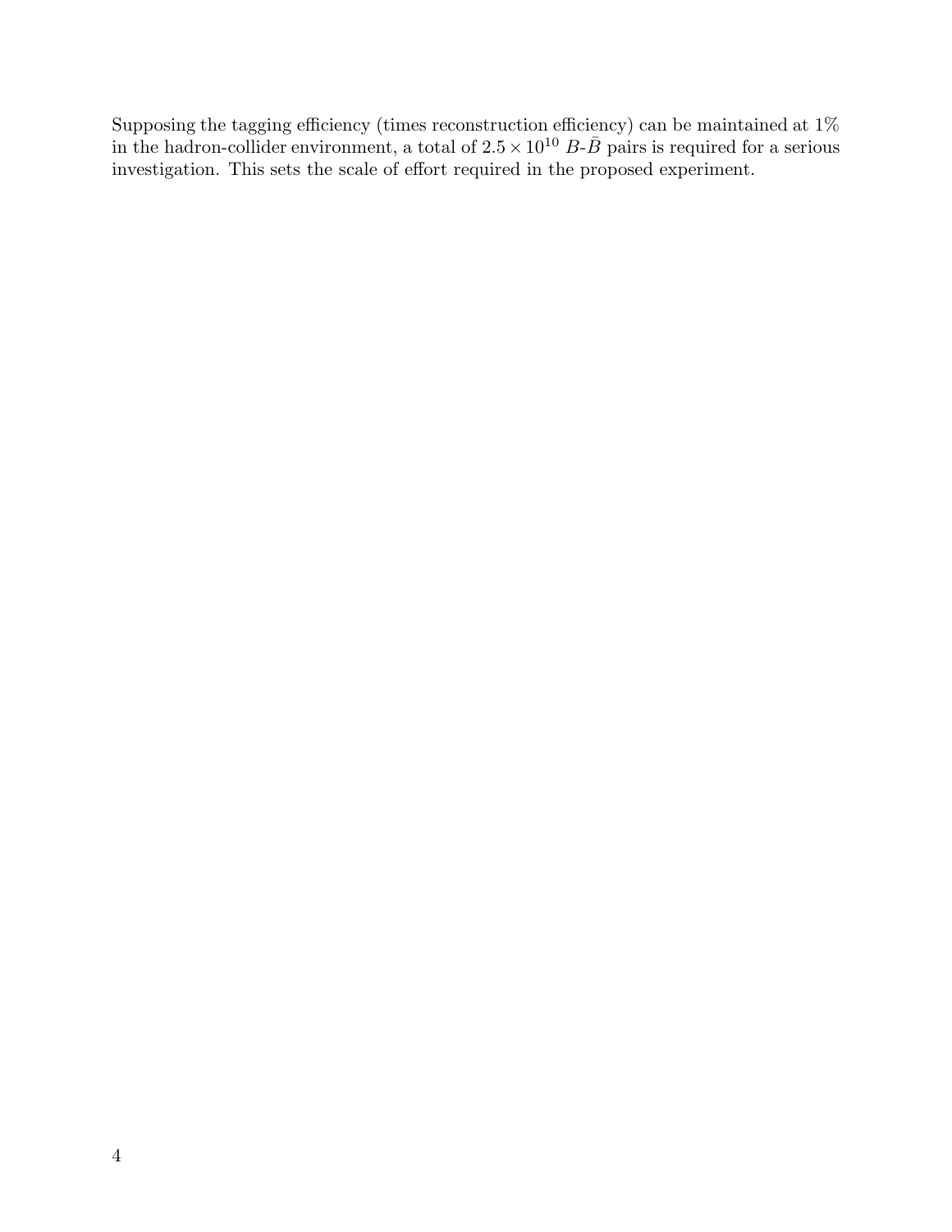Supposing the tagging efficiency (times reconstruction efficiency) can be maintained at 1% in the hadron-collider environment, a total of $2.5 \times 10^{10}$ $B$-$\bar{B}$ pairs is required for a serious investigation. This sets the scale of effort required in the proposed experiment.